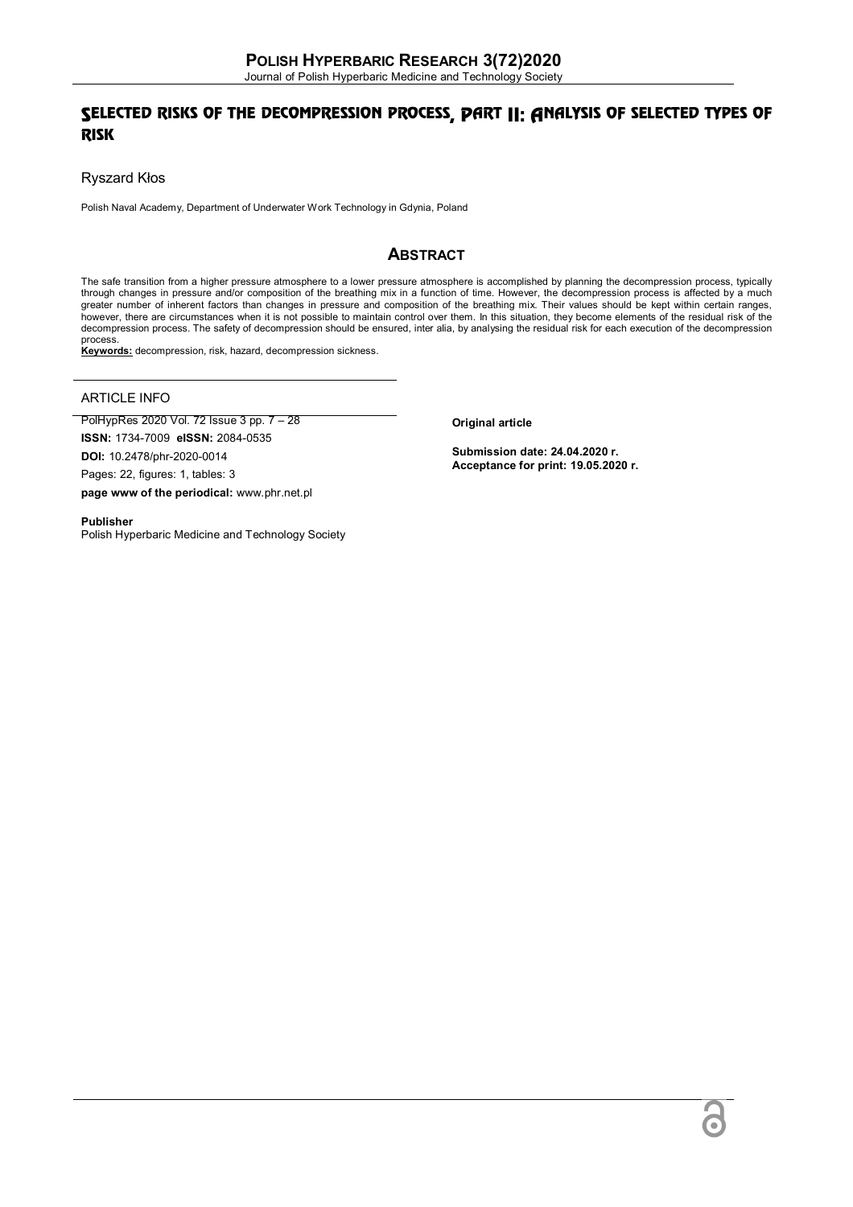# SELECTED RISKS OF THE DECOMPRESSION PROCESS, PART II: ANALYSIS OF SELECTED TYPES OF RISK

Ryszard Kłos

Polish Naval Academy, Department of Underwater Work Technology in Gdynia, Poland

## ABSTRACT

The safe transition from a higher pressure atmosphere to a lower pressure atmosphere is accomplished by planning the decompression process, typically through changes in pressure and/or composition of the breathing mix in a function of time. However, the decompression process is affected by a much greater number of inherent factors than changes in pressure and composition of the breathing mix. Their values should be kept within certain ranges, however, there are circumstances when it is not possible to maintain control over them. In this situation, they become elements of the residual risk of the decompression process. The safety of decompression should be ensured, inter alia, by analysing the residual risk for each execution of the decompression process.

**Keywords:** decompression, risk, hazard, decompression sickness.

## ARTICLE INFO

PolHypRes 2020 Vol. 72 Issue 3 pp. 7 – 28

**ISSN:** 1734-7009 **eISSN:** 2084-0535

**DOI:** 10.2478/phr-2020-0014

Pages: 22, figures: 1, tables: 3

**page www of the periodical:** www.phr.net.pl

**Publisher**
Polish Hyperbaric Medicine and Technology Society

**Original article**

**Submission date: 24.04.2020 r.**
**Acceptance for print: 19.05.2020 r.**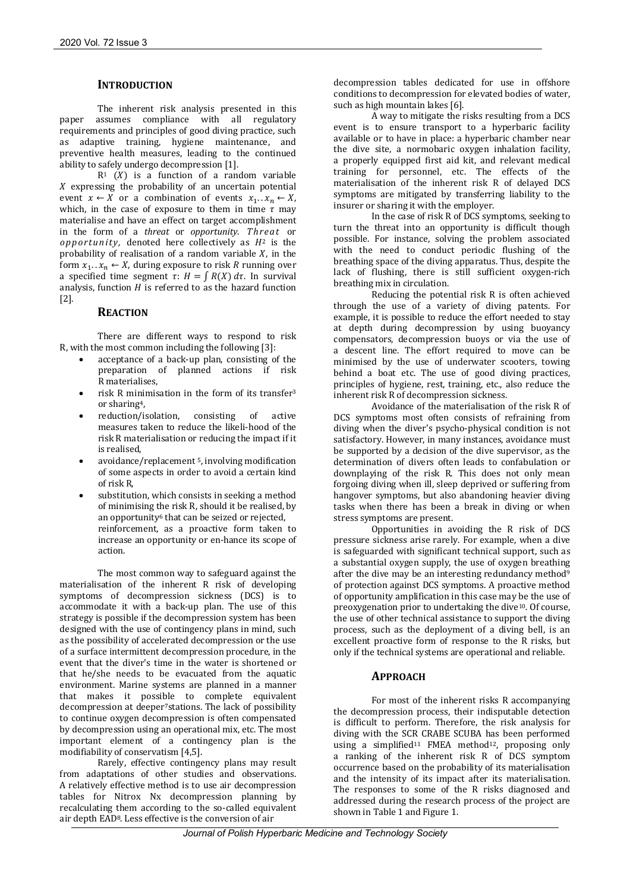## INTRODUCTION

The inherent risk analysis presented in this paper assumes compliance with all regulatory requirements and principles of good diving practice, such as adaptive training, hygiene maintenance, and preventive health measures, leading to the continued ability to safely undergo decompression [1].

R[1] $(X)$ is a function of a random variable $X$ expressing the probability of an uncertain potential event $x \leftarrow X$ or a combination of events $x_1..x_n \leftarrow X$, which, in the case of exposure to them in time $\tau$ may materialise and have an effect on target accomplishment in the form of a *threat* or *opportunity*. *Threat* or *opportunity*, denoted here collectively as $H$[2] is the probability of realisation of a random variable $X$, in the form $x_1..x_n \leftarrow X$, during exposure to risk $R$ running over a specified time segment $\tau$: $H = \int R(X)\, d\tau$. In survival analysis, function $H$ is referred to as the hazard function [2].

## REACTION

There are different ways to respond to risk R, with the most common including the following [3]:

- acceptance of a back-up plan, consisting of the preparation of planned actions if risk R materialises,
- risk R minimisation in the form of its transfer[3] or sharing[4],
- reduction/isolation, consisting of active measures taken to reduce the likeli-hood of the risk R materialisation or reducing the impact if it is realised,
- avoidance/replacement [5], involving modification of some aspects in order to avoid a certain kind of risk R,
- substitution, which consists in seeking a method of minimising the risk R, should it be realised, by an opportunity[6] that can be seized or rejected, reinforcement, as a proactive form taken to increase an opportunity or en-hance its scope of action.

The most common way to safeguard against the materialisation of the inherent R risk of developing symptoms of decompression sickness (DCS) is to accommodate it with a back-up plan. The use of this strategy is possible if the decompression system has been designed with the use of contingency plans in mind, such as the possibility of accelerated decompression or the use of a surface intermittent decompression procedure, in the event that the diver's time in the water is shortened or that he/she needs to be evacuated from the aquatic environment. Marine systems are planned in a manner that makes it possible to complete equivalent decompression at deeper[7] stations. The lack of possibility to continue oxygen decompression is often compensated by decompression using an operational mix, etc. The most important element of a contingency plan is the modifiability of conservatism [4,5].

Rarely, effective contingency plans may result from adaptations of other studies and observations. A relatively effective method is to use air decompression tables for Nitrox Nx decompression planning by recalculating them according to the so-called equivalent air depth EAD[8]. Less effective is the conversion of air decompression tables dedicated for use in offshore conditions to decompression for elevated bodies of water, such as high mountain lakes [6].

A way to mitigate the risks resulting from a DCS event is to ensure transport to a hyperbaric facility available or to have in place: a hyperbaric chamber near the dive site, a normobaric oxygen inhalation facility, a properly equipped first aid kit, and relevant medical training for personnel, etc. The effects of the materialisation of the inherent risk R of delayed DCS symptoms are mitigated by transferring liability to the insurer or sharing it with the employer.

In the case of risk R of DCS symptoms, seeking to turn the threat into an opportunity is difficult though possible. For instance, solving the problem associated with the need to conduct periodic flushing of the breathing space of the diving apparatus. Thus, despite the lack of flushing, there is still sufficient oxygen-rich breathing mix in circulation.

Reducing the potential risk R is often achieved through the use of a variety of diving patents. For example, it is possible to reduce the effort needed to stay at depth during decompression by using buoyancy compensators, decompression buoys or via the use of a descent line. The effort required to move can be minimised by the use of underwater scooters, towing behind a boat etc. The use of good diving practices, principles of hygiene, rest, training, etc., also reduce the inherent risk R of decompression sickness.

Avoidance of the materialisation of the risk R of DCS symptoms most often consists of refraining from diving when the diver's psycho-physical condition is not satisfactory. However, in many instances, avoidance must be supported by a decision of the dive supervisor, as the determination of divers often leads to confabulation or downplaying of the risk R. This does not only mean forgoing diving when ill, sleep deprived or suffering from hangover symptoms, but also abandoning heavier diving tasks when there has been a break in diving or when stress symptoms are present.

Opportunities in avoiding the R risk of DCS pressure sickness arise rarely. For example, when a dive is safeguarded with significant technical support, such as a substantial oxygen supply, the use of oxygen breathing after the dive may be an interesting redundancy method[9] of protection against DCS symptoms. A proactive method of opportunity amplification in this case may be the use of preoxygenation prior to undertaking the dive[10]. Of course, the use of other technical assistance to support the diving process, such as the deployment of a diving bell, is an excellent proactive form of response to the R risks, but only if the technical systems are operational and reliable.

## APPROACH

For most of the inherent risks R accompanying the decompression process, their indisputable detection is difficult to perform. Therefore, the risk analysis for diving with the SCR CRABE SCUBA has been performed using a simplified[11] FMEA method[12], proposing only a ranking of the inherent risk R of DCS symptom occurrence based on the probability of its materialisation and the intensity of its impact after its materialisation. The responses to some of the R risks diagnosed and addressed during the research process of the project are shown in Table 1 and Figure 1.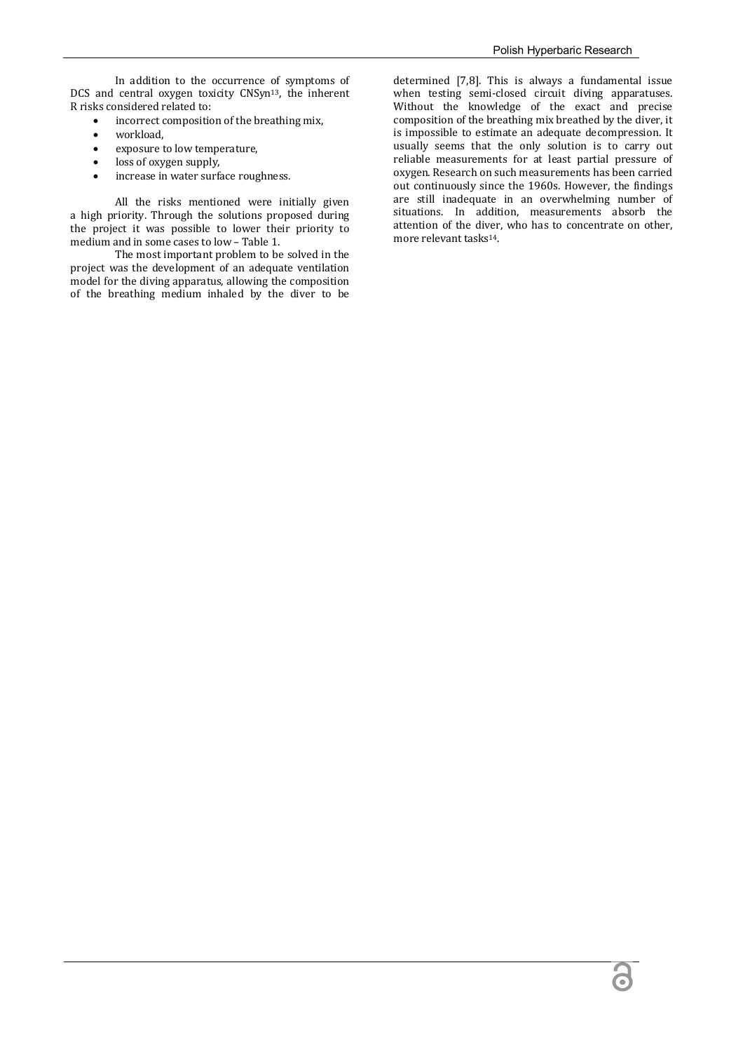In addition to the occurrence of symptoms of DCS and central oxygen toxicity CNSyn[13], the inherent R risks considered related to:

- incorrect composition of the breathing mix,
- workload,
- exposure to low temperature,
- loss of oxygen supply,
- increase in water surface roughness.

All the risks mentioned were initially given a high priority. Through the solutions proposed during the project it was possible to lower their priority to medium and in some cases to low – Table 1.

The most important problem to be solved in the project was the development of an adequate ventilation model for the diving apparatus, allowing the composition of the breathing medium inhaled by the diver to be determined [7,8]. This is always a fundamental issue when testing semi-closed circuit diving apparatuses. Without the knowledge of the exact and precise composition of the breathing mix breathed by the diver, it is impossible to estimate an adequate decompression. It usually seems that the only solution is to carry out reliable measurements for at least partial pressure of oxygen. Research on such measurements has been carried out continuously since the 1960s. However, the findings are still inadequate in an overwhelming number of situations. In addition, measurements absorb the attention of the diver, who has to concentrate on other, more relevant tasks[14].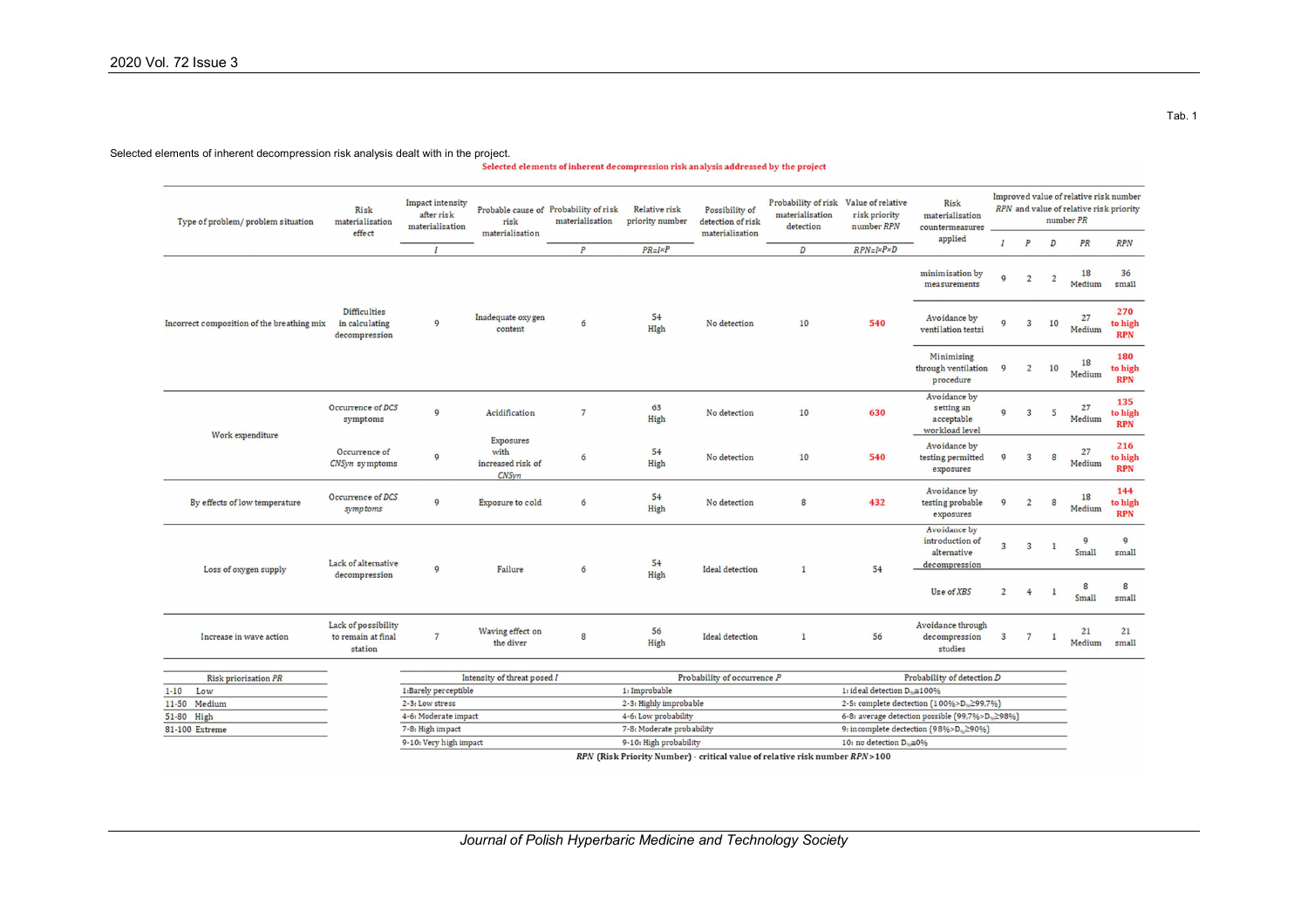Tab. 1

Selected elements of inherent decompression risk analysis dealt with in the project.

**Selected elements of inherent decompression risk analysis addressed by the project**

| Type of problem/ problem situation | Risk materialisation effect | Impact intensity after risk materialisation | Probable cause of risk materialisation | Probability of risk materialisation | Relative risk priority number | Possibility of detection of risk materialisation | Probability of risk materialisation detection | Value of relative risk priority number RPN | Risk materialisation countermeasures applied | Improved value of relative risk number RPN and value of relative risk priority number PR | | | | |
|---|---|---|---|---|---|---|---|---|---|---|---|---|---|---|
| | | *I* | | *P* | *PR=I×P* | | *D* | *RPN=I×P×D* | | *I* | *P* | *D* | *PR* | *RPN* |
| Incorrect composition of the breathing mix | Difficulties in calculating decompression | 9 | Inadequate oxygen content | 6 | 54 High | No detection | 10 | 540 | minimisation by measurements | 9 | 2 | 2 | 18 Medium | 36 small |
| | | | | | | | | | Avoidance by ventilation testsi | 9 | 3 | 10 | 27 Medium | 270 to high RPN |
| | | | | | | | | | Minimising through ventilation procedure | 9 | 2 | 10 | 18 Medium | 180 to high RPN |
| Work expenditure | Occurrence of *DCS* symptoms | 9 | Acidification | 7 | 63 High | No detection | 10 | 630 | Avoidance by setting an acceptable workload level | 9 | 3 | 5 | 27 Medium | 135 to high RPN |
| | Occurrence of *CNSyn* symptoms | 9 | Exposures with increased risk of *CNSyn* | 6 | 54 High | No detection | 10 | 540 | Avoidance by testing permitted exposures | 9 | 3 | 8 | 27 Medium | 216 to high RPN |
| By effects of low temperature | Occurrence of *DCS symptoms* | 9 | Exposure to cold | 6 | 54 High | No detection | 8 | 432 | Avoidance by testing probable exposures | 9 | 2 | 8 | 18 Medium | 144 to high RPN |
| Loss of oxygen supply | Lack of alternative decompression | 9 | Failure | 6 | 54 High | Ideal detection | 1 | 54 | Avoidance by introduction of alternative decompression | 3 | 3 | 1 | 9 Small | 9 small |
| | | | | | | | | | Use of *XBS* | 2 | 4 | 1 | 8 Small | 8 small |
| Increase in wave action | Lack of possibility to remain at final station | 7 | Waving effect on the diver | 8 | 56 High | Ideal detection | 1 | 56 | Avoidance through decompression studies | 3 | 7 | 1 | 21 Medium | 21 small |

| Risk priorisation *PR* | |
|---|---|
| 1-10 | Low |
| 11-50 | Medium |
| 51-80 | High |
| 81-100 | Extreme |

| Intensity of threat posed *I* | Probability of occurrence *P* | Probability of detection *D* |
|---|---|---|
| 1: Barely perceptible | 1: Improbable | 1: ideal detection $D_{\%} \geq 100\%$ |
| 2-3: Low stress | 2-3: Highly improbable | 2-5: complete dectection ($100\% > D_{\%} \geq 99.7\%$) |
| 4-6: Moderate impact | 4-6: Low probability | 6-8: average detection possible ($99.7\% > D_{\%} \geq 98\%$) |
| 7-8: High impact | 7-8: Moderate probability | 9: incomplete dectection ($98\% > D_{\%} \geq 90\%$) |
| 9-10: Very high impact | 9-10: High probability | 10: no detection $D_{\%} \geq 0\%$ |

***RPN* (Risk Priority Number) - critical value of relative risk number *RPN* > 100**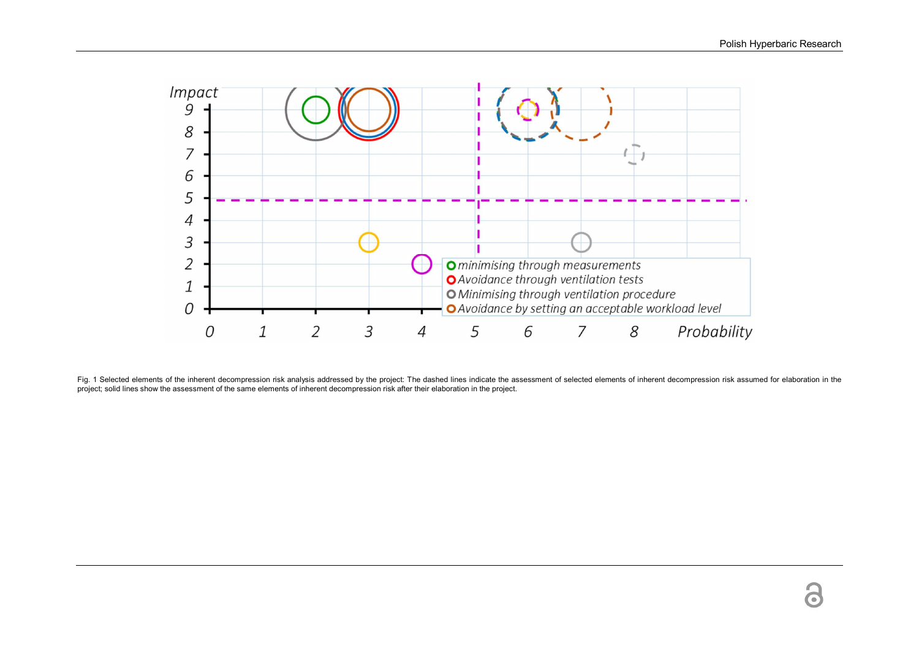Fig. 1 Selected elements of the inherent decompression risk analysis addressed by the project: The dashed lines indicate the assessment of selected elements of inherent decompression risk assumed for elaboration in the project; solid lines show the assessment of the same elements of inherent decompression risk after their elaboration in the project.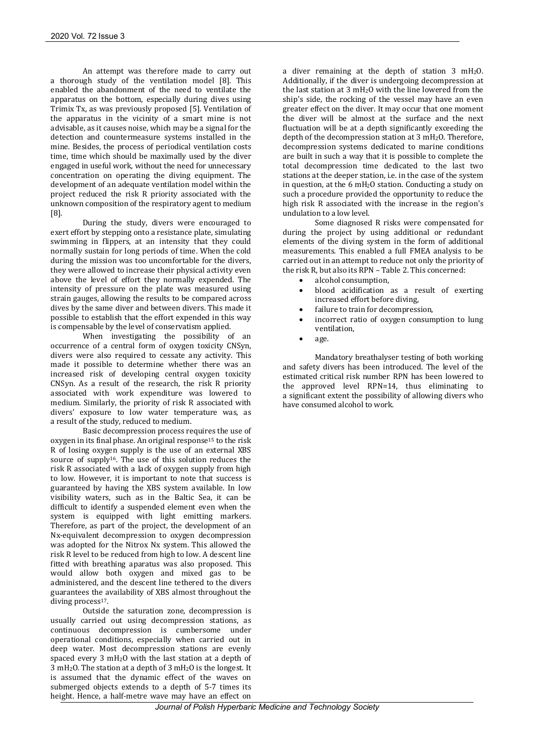An attempt was therefore made to carry out a thorough study of the ventilation model [8]. This enabled the abandonment of the need to ventilate the apparatus on the bottom, especially during dives using Trimix Tx, as was previously proposed [5]. Ventilation of the apparatus in the vicinity of a smart mine is not advisable, as it causes noise, which may be a signal for the detection and countermeasure systems installed in the mine. Besides, the process of periodical ventilation costs time, time which should be maximally used by the diver engaged in useful work, without the need for unnecessary concentration on operating the diving equipment. The development of an adequate ventilation model within the project reduced the risk R priority associated with the unknown composition of the respiratory agent to medium [8].

During the study, divers were encouraged to exert effort by stepping onto a resistance plate, simulating swimming in flippers, at an intensity that they could normally sustain for long periods of time. When the cold during the mission was too uncomfortable for the divers, they were allowed to increase their physical activity even above the level of effort they normally expended. The intensity of pressure on the plate was measured using strain gauges, allowing the results to be compared across dives by the same diver and between divers. This made it possible to establish that the effort expended in this way is compensable by the level of conservatism applied.

When investigating the possibility of an occurrence of a central form of oxygen toxicity CNSyn, divers were also required to cessate any activity. This made it possible to determine whether there was an increased risk of developing central oxygen toxicity CNSyn. As a result of the research, the risk R priority associated with work expenditure was lowered to medium. Similarly, the priority of risk R associated with divers' exposure to low water temperature was, as a result of the study, reduced to medium.

Basic decompression process requires the use of oxygen in its final phase. An original response[15] to the risk R of losing oxygen supply is the use of an external XBS source of supply[16]. The use of this solution reduces the risk R associated with a lack of oxygen supply from high to low. However, it is important to note that success is guaranteed by having the XBS system available. In low visibility waters, such as in the Baltic Sea, it can be difficult to identify a suspended element even when the system is equipped with light emitting markers. Therefore, as part of the project, the development of an Nx-equivalent decompression to oxygen decompression was adopted for the Nitrox Nx system. This allowed the risk R level to be reduced from high to low. A descent line fitted with breathing aparatus was also proposed. This would allow both oxygen and mixed gas to be administered, and the descent line tethered to the divers guarantees the availability of XBS almost throughout the diving process[17].

Outside the saturation zone, decompression is usually carried out using decompression stations, as continuous decompression is cumbersome under operational conditions, especially when carried out in deep water. Most decompression stations are evenly spaced every 3 $mH_2O$ with the last station at a depth of 3 $mH_2O$. The station at a depth of 3 $mH_2O$ is the longest. It is assumed that the dynamic effect of the waves on submerged objects extends to a depth of 5-7 times its height. Hence, a half-metre wave may have an effect on a diver remaining at the depth of station 3 $mH_2O$. Additionally, if the diver is undergoing decompression at the last station at 3 $mH_2O$ with the line lowered from the ship's side, the rocking of the vessel may have an even greater effect on the diver. It may occur that one moment the diver will be almost at the surface and the next fluctuation will be at a depth significantly exceeding the depth of the decompression station at 3 $mH_2O$. Therefore, decompression systems dedicated to marine conditions are built in such a way that it is possible to complete the total decompression time dedicated to the last two stations at the deeper station, i.e. in the case of the system in question, at the 6 $mH_2O$ station. Conducting a study on such a procedure provided the opportunity to reduce the high risk R associated with the increase in the region's undulation to a low level.

Some diagnosed R risks were compensated for during the project by using additional or redundant elements of the diving system in the form of additional measurements. This enabled a full FMEA analysis to be carried out in an attempt to reduce not only the priority of the risk R, but also its RPN – Table 2. This concerned:

- alcohol consumption,
- blood acidification as a result of exerting increased effort before diving,
- failure to train for decompression,
- incorrect ratio of oxygen consumption to lung ventilation,
- age.

Mandatory breathalyser testing of both working and safety divers has been introduced. The level of the estimated critical risk number RPN has been lowered to the approved level RPN=14, thus eliminating to a significant extent the possibility of allowing divers who have consumed alcohol to work.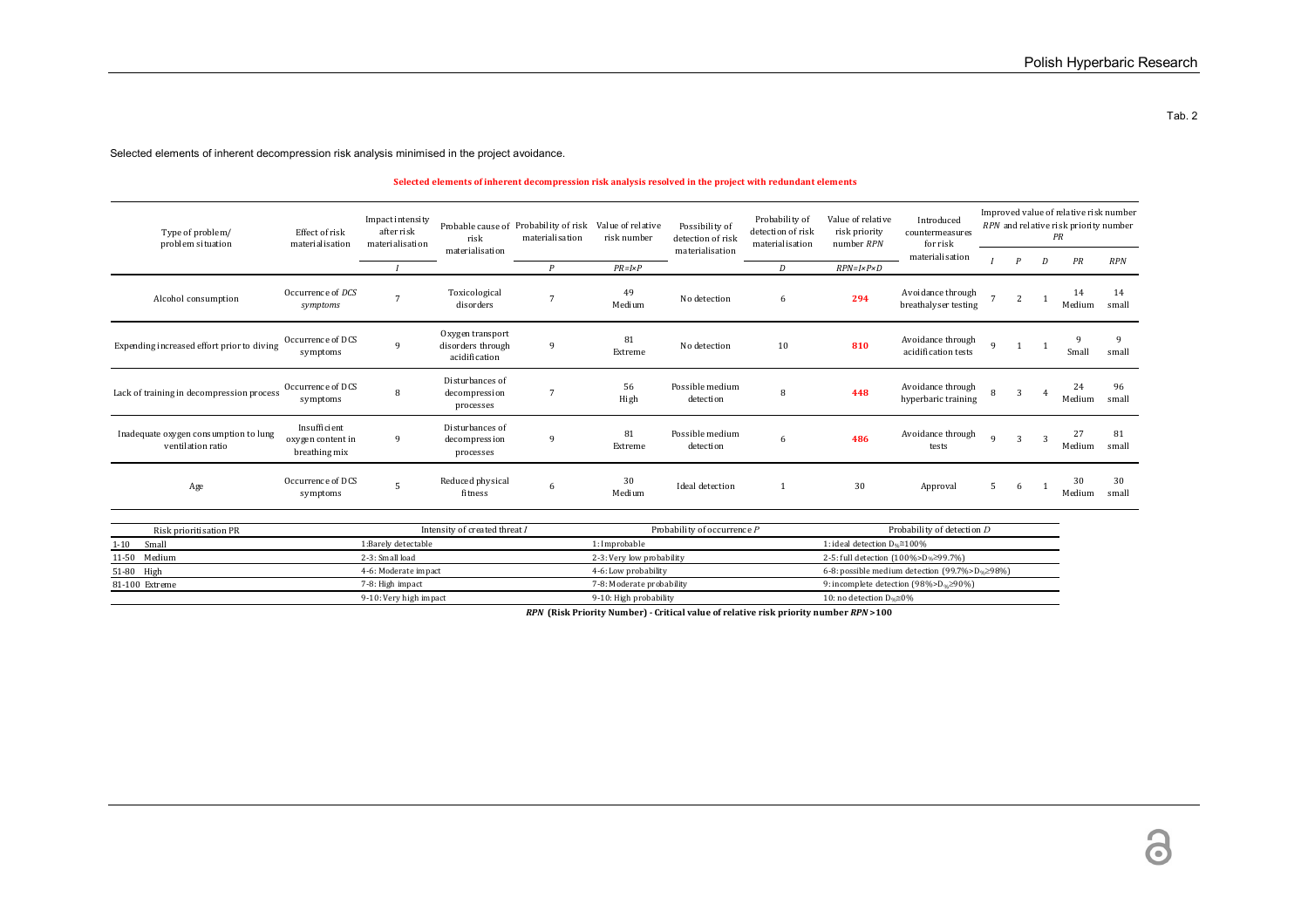Tab. 2

Selected elements of inherent decompression risk analysis minimised in the project avoidance.

**Selected elements of inherent decompression risk analysis resolved in the project with redundant elements**

| Type of problem/ problem situation | Effect of risk materialisation | Impact intensity after risk materialisation | Probable cause of risk materialisation | Probability of risk materialisation | Value of relative risk number | Possibility of detection of risk materialisation | Probability of detection of risk materialisation | Value of relative risk priority number *RPN* | Introduced countermeasures for risk materialisation | Improved value of relative risk number *RPN* and relative risk priority number *PR* | | | | |
|---|---|---|---|---|---|---|---|---|---|---|---|---|---|---|
| | | *I* | | *P* | *PR=I×P* | | *D* | *RPN=I×P×D* | | *I* | *P* | *D* | *PR* | *RPN* |
| Alcohol consumption | Occurrence of *DCS symptoms* | 7 | Toxicological disorders | 7 | 49 Medium | No detection | 6 | **294** | Avoidance through breathalyser testing | 7 | 2 | 1 | 14 Medium | 14 small |
| Expending increased effort prior to diving | Occurrence of DCS symptoms | 9 | Oxygen transport disorders through acidification | 9 | 81 Extreme | No detection | 10 | **810** | Avoidance through acidification tests | 9 | 1 | 1 | 9 Small | 9 small |
| Lack of training in decompression process | Occurrence of DCS symptoms | 8 | Disturbances of decompression processes | 7 | 56 High | Possible medium detection | 8 | **448** | Avoidance through hyperbaric training | 8 | 3 | 4 | 24 Medium | 96 small |
| Inadequate oxygen consumption to lung ventilation ratio | Insufficient oxygen content in breathing mix | 9 | Disturbances of decompression processes | 9 | 81 Extreme | Possible medium detection | 6 | **486** | Avoidance through tests | 9 | 3 | 3 | 27 Medium | 81 small |
| Age | Occurrence of DCS symptoms | 5 | Reduced physical fitness | 6 | 30 Medium | Ideal detection | 1 | 30 | Approval | 5 | 6 | 1 | 30 Medium | 30 small |

| Risk prioritisation PR | Intensity of created threat *I* | Probability of occurrence *P* | Probability of detection *D* |
|---|---|---|---|
| 1-10 Small | 1: Barely detectable | 1: Improbable | 1: ideal detection $D_{\%}\cong 100\%$ |
| 11-50 Medium | 2-3: Small load | 2-3: Very low probability | 2-5: full detection $(100\%>D_{\%}\geq 99.7\%)$ |
| 51-80 High | 4-6: Moderate impact | 4-6: Low probability | 6-8: possible medium detection $(99.7\%>D_{\%}\geq 98\%)$ |
| 81-100 Extreme | 7-8: High impact | 7-8: Moderate probability | 9: incomplete detection $(98\%>D_{\%}\geq 90\%)$ |
| | 9-10: Very high impact | 9-10: High probability | 10: no detection $D_{\%}\cong 0\%$ |

***RPN*** **(Risk Priority Number) - Critical value of relative risk priority number *RPN*>100**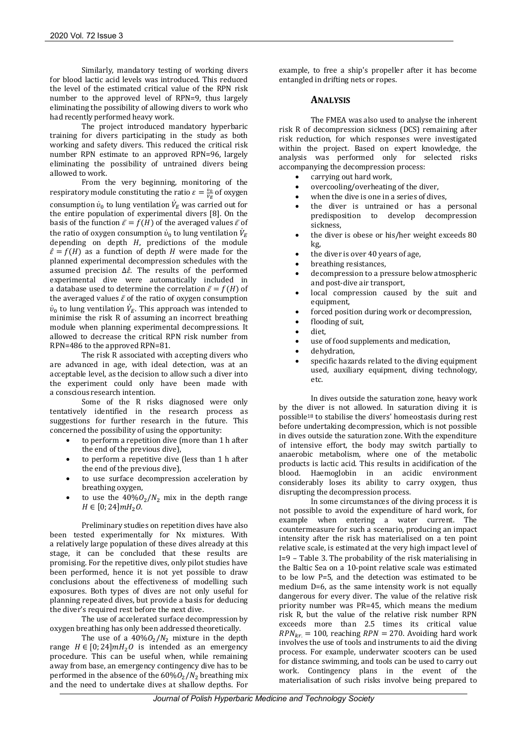Similarly, mandatory testing of working divers for blood lactic acid levels was introduced. This reduced the level of the estimated critical value of the RPN risk number to the approved level of RPN=9, thus largely eliminating the possibility of allowing divers to work who had recently performed heavy work.

The project introduced mandatory hyperbaric training for divers participating in the study as both working and safety divers. This reduced the critical risk number RPN estimate to an approved RPN=96, largely eliminating the possibility of untrained divers being allowed to work.

From the very beginning, monitoring of the respiratory module constituting the ratio $\varepsilon = \frac{\dot{v}_0}{\dot{V}_E}$ of oxygen consumption $\dot{v}_0$ to lung ventilation $\dot{V}_E$ was carried out for the entire population of experimental divers [8]. On the basis of the function $\bar{\varepsilon} = f(H)$ of the averaged values $\bar{\varepsilon}$ of the ratio of oxygen consumption $\dot{v}_0$ to lung ventilation $\dot{V}_E$ depending on depth $H$, predictions of the module $\hat{\varepsilon} = f(H)$ as a function of depth $H$ were made for the planned experimental decompression schedules with the assumed precision $\Delta\hat{\varepsilon}$. The results of the performed experimental dive were automatically included in a database used to determine the correlation $\bar{\varepsilon} = f(H)$ of the averaged values $\bar{\varepsilon}$ of the ratio of oxygen consumption $\dot{v}_0$ to lung ventilation $\dot{V}_E$. This approach was intended to minimise the risk R of assuming an incorrect breathing module when planning experimental decompressions. It allowed to decrease the critical RPN risk number from RPN=486 to the approved RPN=81.

The risk R associated with accepting divers who are advanced in age, with ideal detection, was at an acceptable level, as the decision to allow such a diver into the experiment could only have been made with a conscious research intention.

Some of the R risks diagnosed were only tentatively identified in the research process as suggestions for further research in the future. This concerned the possibility of using the opportunity:

- to perform a repetition dive (more than 1 h after the end of the previous dive),
- to perform a repetitive dive (less than 1 h after the end of the previous dive),
- to use surface decompression acceleration by breathing oxygen,
- to use the $40\%O_2/N_2$ mix in the depth range $H \in [0; 24] mH_2O$.

Preliminary studies on repetition dives have also been tested experimentally for Nx mixtures. With a relatively large population of these dives already at this stage, it can be concluded that these results are promising. For the repetitive dives, only pilot studies have been performed, hence it is not yet possible to draw conclusions about the effectiveness of modelling such exposures. Both types of dives are not only useful for planning repeated dives, but provide a basis for deducing the diver's required rest before the next dive.

The use of accelerated surface decompression by oxygen breathing has only been addressed theoretically.

The use of a $40\%O_2/N_2$ mixture in the depth range $H \in [0; 24] mH_2O$ is intended as an emergency procedure. This can be useful when, while remaining away from base, an emergency contingency dive has to be performed in the absence of the $60\%O_2/N_2$ breathing mix and the need to undertake dives at shallow depths. For example, to free a ship's propeller after it has become entangled in drifting nets or ropes.

## ANALYSIS

The FMEA was also used to analyse the inherent risk R of decompression sickness (DCS) remaining after risk reduction, for which responses were investigated within the project. Based on expert knowledge, the analysis was performed only for selected risks accompanying the decompression process:

- carrying out hard work,
- overcooling/overheating of the diver,
- when the dive is one in a series of dives,
- the diver is untrained or has a personal predisposition to develop decompression sickness,
- the diver is obese or his/her weight exceeds 80 kg,
- the diver is over 40 years of age,
- breathing resistances,
- decompression to a pressure below atmospheric and post-dive air transport,
- local compression caused by the suit and equipment,
- forced position during work or decompression,
- flooding of suit,
- diet,
- use of food supplements and medication,
- dehydration,
- specific hazards related to the diving equipment used, auxiliary equipment, diving technology, etc.

In dives outside the saturation zone, heavy work by the diver is not allowed. In saturation diving it is possible[18] to stabilise the divers' homeostasis during rest before undertaking decompression, which is not possible in dives outside the saturation zone. With the expenditure of intensive effort, the body may switch partially to anaerobic metabolism, where one of the metabolic products is lactic acid. This results in acidification of the blood. Haemoglobin in an acidic environment considerably loses its ability to carry oxygen, thus disrupting the decompression process.

In some circumstances of the diving process it is not possible to avoid the expenditure of hard work, for example when entering a water current. The countermeasure for such a scenario, producing an impact intensity after the risk has materialised on a ten point relative scale, is estimated at the very high impact level of I=9 – Table 3. The probability of the risk materialising in the Baltic Sea on a 10-point relative scale was estimated to be low P=5, and the detection was estimated to be medium D=6, as the same intensity work is not equally dangerous for every diver. The value of the relative risk priority number was PR=45, which means the medium risk R, but the value of the relative risk number RPN exceeds more than 2.5 times its critical value $RPN_{kr.} = 100$, reaching $RPN = 270$. Avoiding hard work involves the use of tools and instruments to aid the diving process. For example, underwater scooters can be used for distance swimming, and tools can be used to carry out work. Contingency plans in the event of the materialisation of such risks involve being prepared to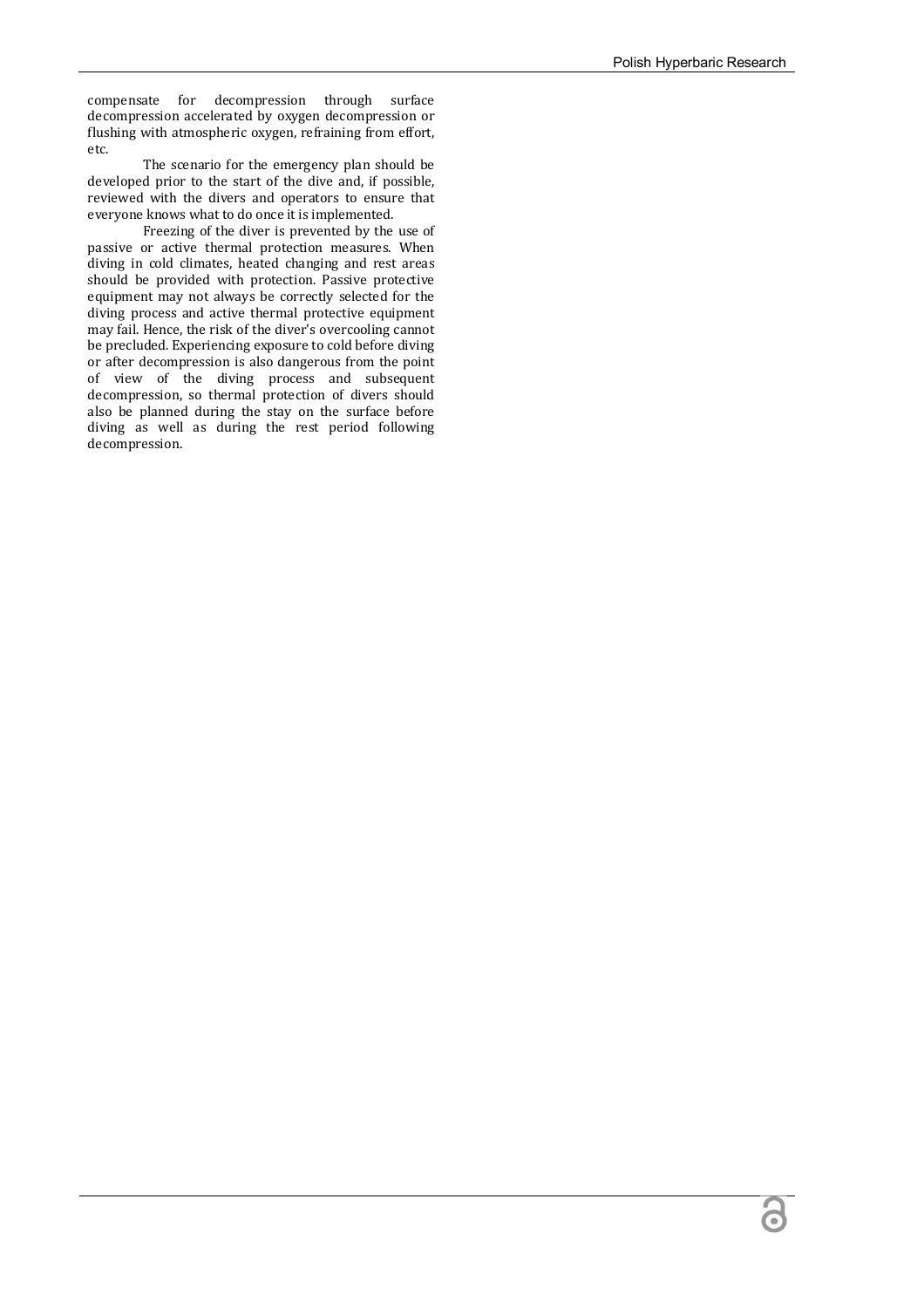compensate for decompression through surface decompression accelerated by oxygen decompression or flushing with atmospheric oxygen, refraining from effort, etc.

The scenario for the emergency plan should be developed prior to the start of the dive and, if possible, reviewed with the divers and operators to ensure that everyone knows what to do once it is implemented.

Freezing of the diver is prevented by the use of passive or active thermal protection measures. When diving in cold climates, heated changing and rest areas should be provided with protection. Passive protective equipment may not always be correctly selected for the diving process and active thermal protective equipment may fail. Hence, the risk of the diver's overcooling cannot be precluded. Experiencing exposure to cold before diving or after decompression is also dangerous from the point of view of the diving process and subsequent decompression, so thermal protection of divers should also be planned during the stay on the surface before diving as well as during the rest period following decompression.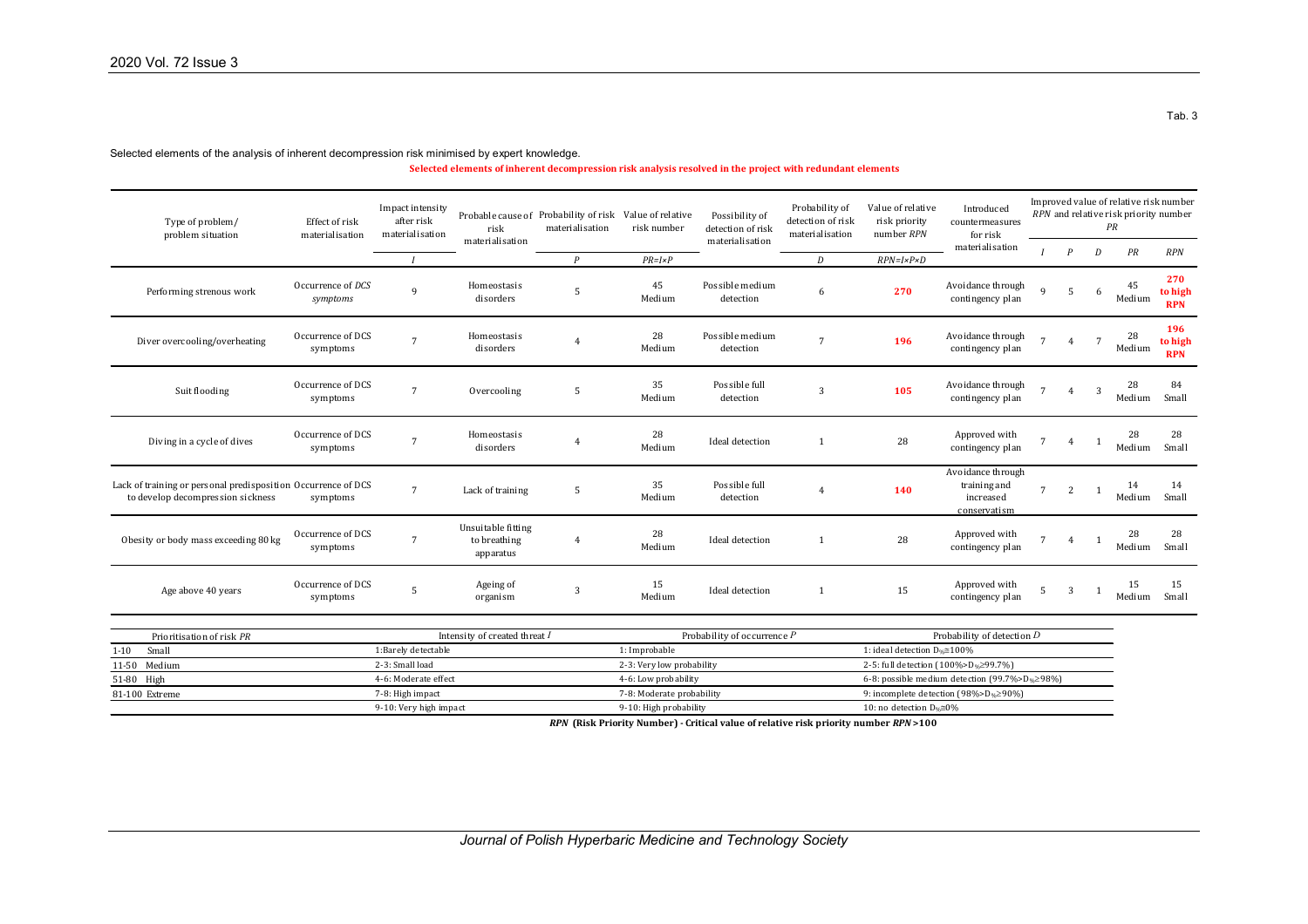Tab. 3

Selected elements of the analysis of inherent decompression risk minimised by expert knowledge.

**Selected elements of inherent decompression risk analysis resolved in the project with redundant elements**

| Type of problem/ problem situation | Effect of risk materialisation | Impact intensity after risk materialisation | Probable cause of risk materialisation | Probability of risk materialisation | Value of relative risk number | Possibility of detection of risk materialisation | Probability of detection of risk materialisation | Value of relative risk priority number *RPN* | Introduced countermeasures for risk materialisation | Improved value of relative risk number *RPN* and relative risk priority number *PR* | | | | |
|---|---|---|---|---|---|---|---|---|---|---|---|---|---|---|
| | | *I* | | *P* | *PR=I×P* | | *D* | *RPN=I×P×D* | | *I* | *P* | *D* | *PR* | *RPN* |
| Performing strenous work | Occurrence of *DCS symptoms* | 9 | Homeostasis disorders | 5 | 45 Medium | Possible medium detection | 6 | **270** | Avoidance through contingency plan | 9 | 5 | 6 | 45 Medium | **270 to high RPN** |
| Diver overcooling/overheating | Occurrence of DCS symptoms | 7 | Homeostasis disorders | 4 | 28 Medium | Possible medium detection | 7 | **196** | Avoidance through contingency plan | 7 | 4 | 7 | 28 Medium | **196 to high RPN** |
| Suit flooding | Occurrence of DCS symptoms | 7 | Overcooling | 5 | 35 Medium | Possible full detection | 3 | **105** | Avoidance through contingency plan | 7 | 4 | 3 | 28 Medium | 84 Small |
| Diving in a cycle of dives | Occurrence of DCS symptoms | 7 | Homeostasis disorders | 4 | 28 Medium | Ideal detection | 1 | 28 | Approved with contingency plan | 7 | 4 | 1 | 28 Medium | 28 Small |
| Lack of training or personal predisposition to develop decompression sickness | Occurrence of DCS symptoms | 7 | Lack of training | 5 | 35 Medium | Possible full detection | 4 | **140** | Avoidance through training and increased conservatism | 7 | 2 | 1 | 14 Medium | 14 Small |
| Obesity or body mass exceeding 80 kg | Occurrence of DCS symptoms | 7 | Unsuitable fitting to breathing apparatus | 4 | 28 Medium | Ideal detection | 1 | 28 | Approved with contingency plan | 7 | 4 | 1 | 28 Medium | 28 Small |
| Age above 40 years | Occurrence of DCS symptoms | 5 | Ageing of organism | 3 | 15 Medium | Ideal detection | 1 | 15 | Approved with contingency plan | 5 | 3 | 1 | 15 Medium | 15 Small |

| Prioritisation of risk *PR* | Intensity of created threat *I* | Probability of occurrence *P* | Probability of detection *D* |
|---|---|---|---|
| 1-10 Small | 1:Barely detectable | 1: Improbable | 1: ideal detection $D_{\%}\cong100\%$ |
| 11-50 Medium | 2-3: Small load | 2-3: Very low probability | 2-5: full detection ($100\%>D_{\%}\geq99.7\%$) |
| 51-80 High | 4-6: Moderate effect | 4-6: Low probability | 6-8: possible medium detection ($99.7\%>D_{\%}\geq98\%$) |
| 81-100 Extreme | 7-8: High impact | 7-8: Moderate probability | 9: incomplete detection ($98\%>D_{\%}\geq90\%$) |
| | 9-10: Very high impact | 9-10: High probability | 10: no detection $D_{\%}\cong0\%$ |

***RPN*** **(Risk Priority Number) - Critical value of relative risk priority number *RPN* >100**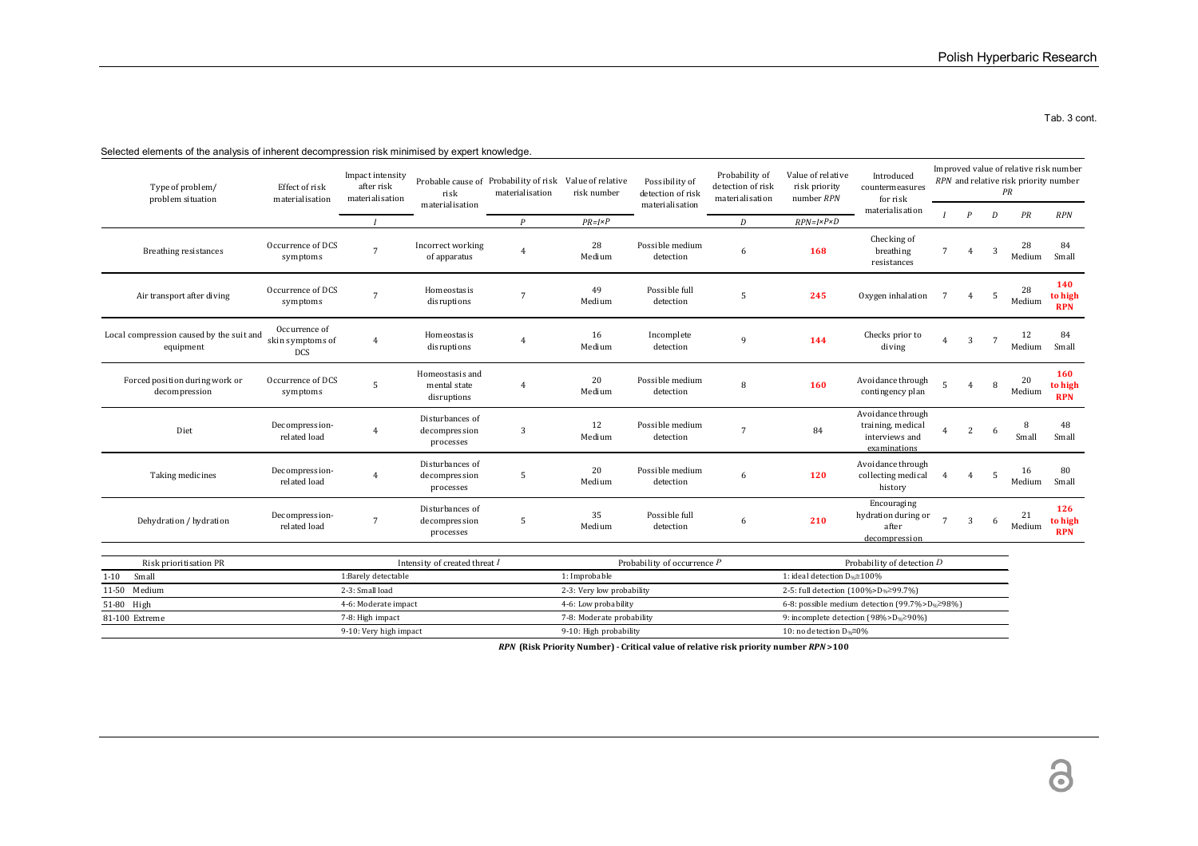Tab. 3 cont.

Selected elements of the analysis of inherent decompression risk minimised by expert knowledge.

| Type of problem/ problem situation | Effect of risk materialisation | Impact intensity after risk materialisation | Probable cause of risk materialisation | Probability of risk materialisation | Value of relative risk number | Possibility of detection of risk materialisation | Probability of detection of risk materialisation | Value of relative risk priority number *RPN* | Introduced countermeasures for risk materialisation | Improved value of relative risk number *RPN* and relative risk priority number *PR* | | | | |
|---|---|---|---|---|---|---|---|---|---|---|---|---|---|---|
| | | *I* | | *P* | *PR=I×P* | | *D* | *RPN=I×P×D* | | *I* | *P* | *D* | *PR* | *RPN* |
| Breathing resistances | Occurrence of DCS symptoms | 7 | Incorrect working of apparatus | 4 | 28 Medium | Possible medium detection | 6 | **168** | Checking of breathing resistances | 7 | 4 | 3 | 28 Medium | 84 Small |
| Air transport after diving | Occurrence of DCS symptoms | 7 | Homeostasis disruptions | 7 | 49 Medium | Possible full detection | 5 | **245** | Oxygen inhalation | 7 | 4 | 5 | 28 Medium | **140 to high RPN** |
| Local compression caused by the suit and equipment | Occurrence of skin symptoms of DCS | 4 | Homeostasis disruptions | 4 | 16 Medium | Incomplete detection | 9 | **144** | Checks prior to diving | 4 | 3 | 7 | 12 Medium | 84 Small |
| Forced position during work or decompression | Occurrence of DCS symptoms | 5 | Homeostasis and mental state disruptions | 4 | 20 Medium | Possible medium detection | 8 | **160** | Avoidance through contingency plan | 5 | 4 | 8 | 20 Medium | **160 to high RPN** |
| Diet | Decompression-related load | 4 | Disturbances of decompression processes | 3 | 12 Medium | Possible medium detection | 7 | 84 | Avoidance through training, medical interviews and examinations | 4 | 2 | 6 | 8 Small | 48 Small |
| Taking medicines | Decompression-related load | 4 | Disturbances of decompression processes | 5 | 20 Medium | Possible medium detection | 6 | **120** | Avoidance through collecting medical history | 4 | 4 | 5 | 16 Medium | 80 Small |
| Dehydration / hydration | Decompression-related load | 7 | Disturbances of decompression processes | 5 | 35 Medium | Possible full detection | 6 | **210** | Encouraging hydration during or after decompression | 7 | 3 | 6 | 21 Medium | **126 to high RPN** |

| Risk prioritisation PR | Intensity of created threat *I* | Probability of occurrence *P* | Probability of detection *D* |
|---|---|---|---|
| 1-10 Small | 1:Barely detectable | 1: Improbable | 1: ideal detection $D_{\%} \cong 100\%$ |
| 11-50 Medium | 2-3: Small load | 2-3: Very low probability | 2-5: full detection $(100\% > D_{\%} \geq 99.7\%)$ |
| 51-80 High | 4-6: Moderate impact | 4-6: Low probability | 6-8: possible medium detection $(99.7\% > D_{\%} \geq 98\%)$ |
| 81-100 Extreme | 7-8: High impact | 7-8: Moderate probability | 9: incomplete detection $(98\% > D_{\%} \geq 90\%)$ |
| | 9-10: Very high impact | 9-10: High probability | 10: no detection $D_{\%} \cong 0\%$ |

***RPN* (Risk Priority Number) - Critical value of relative risk priority number *RPN* > 100**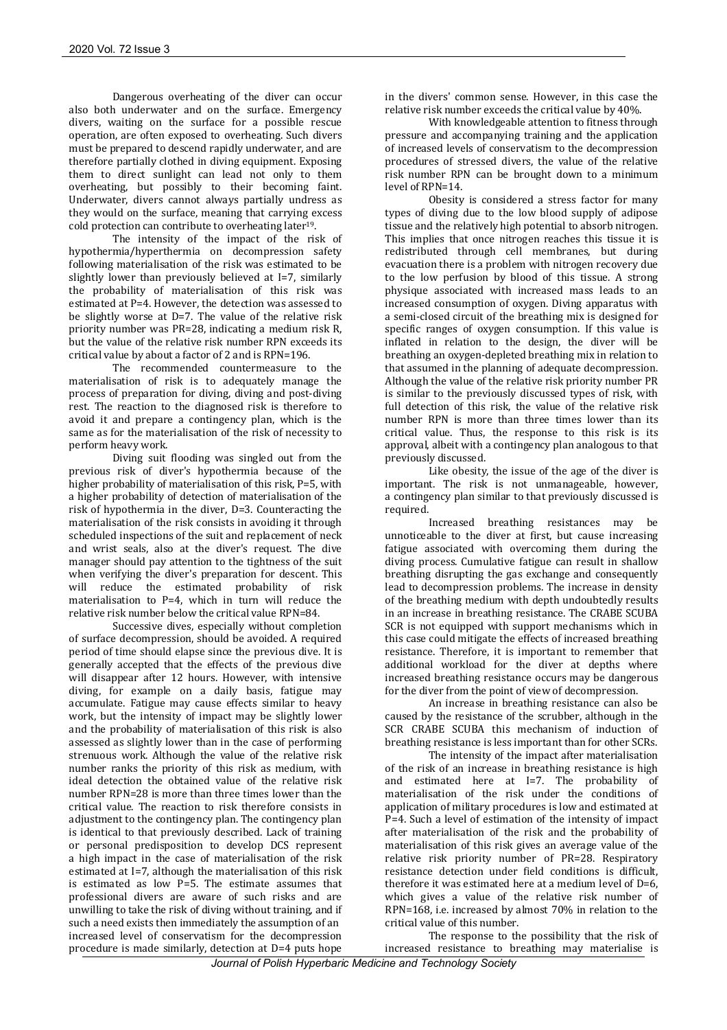Dangerous overheating of the diver can occur also both underwater and on the surface. Emergency divers, waiting on the surface for a possible rescue operation, are often exposed to overheating. Such divers must be prepared to descend rapidly underwater, and are therefore partially clothed in diving equipment. Exposing them to direct sunlight can lead not only to their overheating, but possibly to their becoming faint. Underwater, divers cannot always partially undress as they would on the surface, meaning that carrying excess cold protection can contribute to overheating later[19].

The intensity of the impact of the risk of hypothermia/hyperthermia on decompression safety following materialisation of the risk was estimated to be slightly lower than previously believed at I=7, similarly the probability of materialisation of this risk was estimated at P=4. However, the detection was assessed to be slightly worse at D=7. The value of the relative risk priority number was PR=28, indicating a medium risk R, but the value of the relative risk number RPN exceeds its critical value by about a factor of 2 and is RPN=196.

The recommended countermeasure to the materialisation of risk is to adequately manage the process of preparation for diving, diving and post-diving rest. The reaction to the diagnosed risk is therefore to avoid it and prepare a contingency plan, which is the same as for the materialisation of the risk of necessity to perform heavy work.

Diving suit flooding was singled out from the previous risk of diver's hypothermia because of the higher probability of materialisation of this risk, P=5, with a higher probability of detection of materialisation of the risk of hypothermia in the diver, D=3. Counteracting the materialisation of the risk consists in avoiding it through scheduled inspections of the suit and replacement of neck and wrist seals, also at the diver's request. The dive manager should pay attention to the tightness of the suit when verifying the diver's preparation for descent. This will reduce the estimated probability of risk materialisation to P=4, which in turn will reduce the relative risk number below the critical value RPN=84.

Successive dives, especially without completion of surface decompression, should be avoided. A required period of time should elapse since the previous dive. It is generally accepted that the effects of the previous dive will disappear after 12 hours. However, with intensive diving, for example on a daily basis, fatigue may accumulate. Fatigue may cause effects similar to heavy work, but the intensity of impact may be slightly lower and the probability of materialisation of this risk is also assessed as slightly lower than in the case of performing strenuous work. Although the value of the relative risk number ranks the priority of this risk as medium, with ideal detection the obtained value of the relative risk number RPN=28 is more than three times lower than the critical value. The reaction to risk therefore consists in adjustment to the contingency plan. The contingency plan is identical to that previously described. Lack of training or personal predisposition to develop DCS represent a high impact in the case of materialisation of the risk estimated at I=7, although the materialisation of this risk is estimated as low P=5. The estimate assumes that professional divers are aware of such risks and are unwilling to take the risk of diving without training, and if such a need exists then immediately the assumption of an increased level of conservatism for the decompression procedure is made similarly, detection at D=4 puts hope in the divers' common sense. However, in this case the relative risk number exceeds the critical value by 40%.

With knowledgeable attention to fitness through pressure and accompanying training and the application of increased levels of conservatism to the decompression procedures of stressed divers, the value of the relative risk number RPN can be brought down to a minimum level of RPN=14.

Obesity is considered a stress factor for many types of diving due to the low blood supply of adipose tissue and the relatively high potential to absorb nitrogen. This implies that once nitrogen reaches this tissue it is redistributed through cell membranes, but during evacuation there is a problem with nitrogen recovery due to the low perfusion by blood of this tissue. A strong physique associated with increased mass leads to an increased consumption of oxygen. Diving apparatus with a semi-closed circuit of the breathing mix is designed for specific ranges of oxygen consumption. If this value is inflated in relation to the design, the diver will be breathing an oxygen-depleted breathing mix in relation to that assumed in the planning of adequate decompression. Although the value of the relative risk priority number PR is similar to the previously discussed types of risk, with full detection of this risk, the value of the relative risk number RPN is more than three times lower than its critical value. Thus, the response to this risk is its approval, albeit with a contingency plan analogous to that previously discussed.

Like obesity, the issue of the age of the diver is important. The risk is not unmanageable, however, a contingency plan similar to that previously discussed is required.

Increased breathing resistances may be unnoticeable to the diver at first, but cause increasing fatigue associated with overcoming them during the diving process. Cumulative fatigue can result in shallow breathing disrupting the gas exchange and consequently lead to decompression problems. The increase in density of the breathing medium with depth undoubtedly results in an increase in breathing resistance. The CRABE SCUBA SCR is not equipped with support mechanisms which in this case could mitigate the effects of increased breathing resistance. Therefore, it is important to remember that additional workload for the diver at depths where increased breathing resistance occurs may be dangerous for the diver from the point of view of decompression.

An increase in breathing resistance can also be caused by the resistance of the scrubber, although in the SCR CRABE SCUBA this mechanism of induction of breathing resistance is less important than for other SCRs.

The intensity of the impact after materialisation of the risk of an increase in breathing resistance is high and estimated here at I=7. The probability of materialisation of the risk under the conditions of application of military procedures is low and estimated at P=4. Such a level of estimation of the intensity of impact after materialisation of the risk and the probability of materialisation of this risk gives an average value of the relative risk priority number of PR=28. Respiratory resistance detection under field conditions is difficult, therefore it was estimated here at a medium level of D=6, which gives a value of the relative risk number of RPN=168, i.e. increased by almost 70% in relation to the critical value of this number.

The response to the possibility that the risk of increased resistance to breathing may materialise is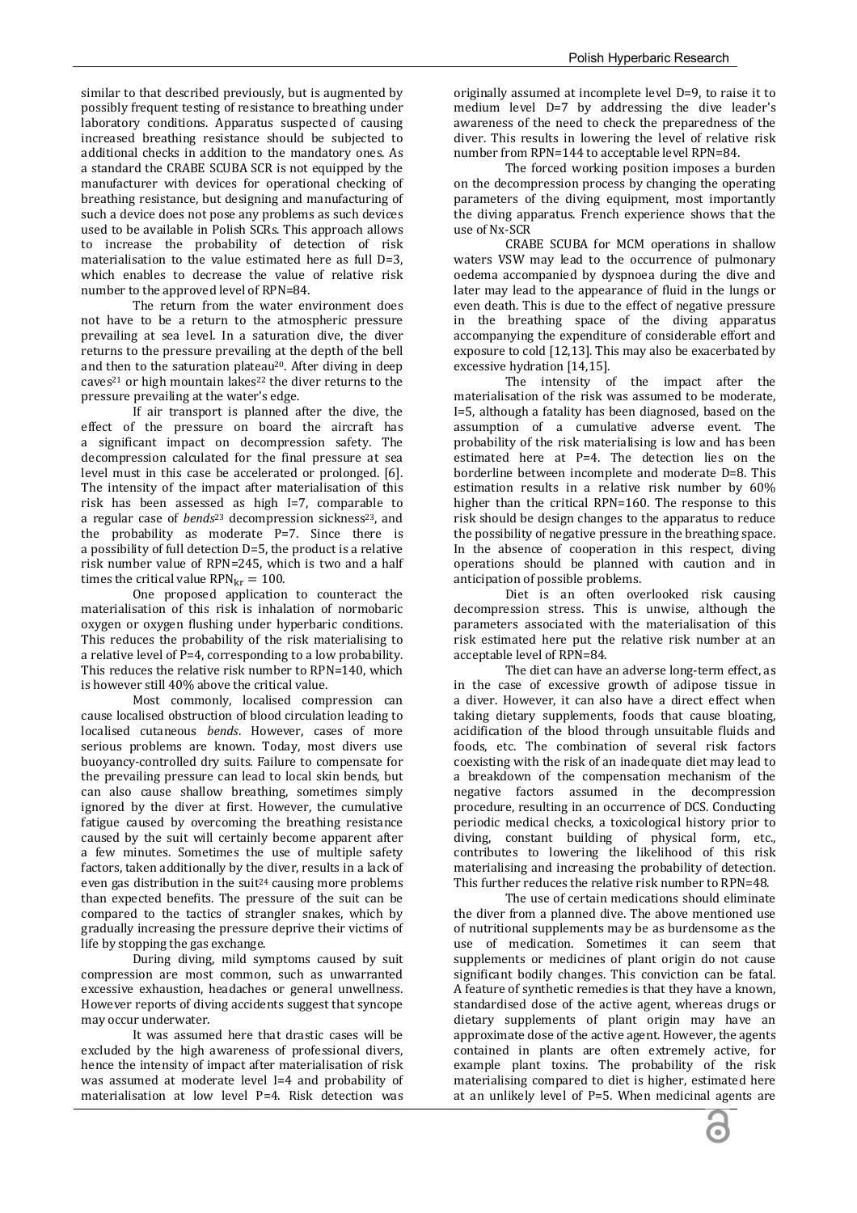similar to that described previously, but is augmented by possibly frequent testing of resistance to breathing under laboratory conditions. Apparatus suspected of causing increased breathing resistance should be subjected to additional checks in addition to the mandatory ones. As a standard the CRABE SCUBA SCR is not equipped by the manufacturer with devices for operational checking of breathing resistance, but designing and manufacturing of such a device does not pose any problems as such devices used to be available in Polish SCRs. This approach allows to increase the probability of detection of risk materialisation to the value estimated here as full D=3, which enables to decrease the value of relative risk number to the approved level of RPN=84.

The return from the water environment does not have to be a return to the atmospheric pressure prevailing at sea level. In a saturation dive, the diver returns to the pressure prevailing at the depth of the bell and then to the saturation plateau[20]. After diving in deep caves[21] or high mountain lakes[22] the diver returns to the pressure prevailing at the water's edge.

If air transport is planned after the dive, the effect of the pressure on board the aircraft has a significant impact on decompression safety. The decompression calculated for the final pressure at sea level must in this case be accelerated or prolonged. [6]. The intensity of the impact after materialisation of this risk has been assessed as high I=7, comparable to a regular case of *bends*[23] decompression sickness[23], and the probability as moderate P=7. Since there is a possibility of full detection D=5, the product is a relative risk number value of RPN=245, which is two and a half times the critical value $RPN_{kr} = 100$.

One proposed application to counteract the materialisation of this risk is inhalation of normobaric oxygen or oxygen flushing under hyperbaric conditions. This reduces the probability of the risk materialising to a relative level of P=4, corresponding to a low probability. This reduces the relative risk number to RPN=140, which is however still 40% above the critical value.

Most commonly, localised compression can cause localised obstruction of blood circulation leading to localised cutaneous *bends*. However, cases of more serious problems are known. Today, most divers use buoyancy-controlled dry suits. Failure to compensate for the prevailing pressure can lead to local skin bends, but can also cause shallow breathing, sometimes simply ignored by the diver at first. However, the cumulative fatigue caused by overcoming the breathing resistance caused by the suit will certainly become apparent after a few minutes. Sometimes the use of multiple safety factors, taken additionally by the diver, results in a lack of even gas distribution in the suit[24] causing more problems than expected benefits. The pressure of the suit can be compared to the tactics of strangler snakes, which by gradually increasing the pressure deprive their victims of life by stopping the gas exchange.

During diving, mild symptoms caused by suit compression are most common, such as unwarranted excessive exhaustion, headaches or general unwellness. However reports of diving accidents suggest that syncope may occur underwater.

It was assumed here that drastic cases will be excluded by the high awareness of professional divers, hence the intensity of impact after materialisation of risk was assumed at moderate level I=4 and probability of materialisation at low level P=4. Risk detection was originally assumed at incomplete level D=9, to raise it to medium level D=7 by addressing the dive leader's awareness of the need to check the preparedness of the diver. This results in lowering the level of relative risk number from RPN=144 to acceptable level RPN=84.

The forced working position imposes a burden on the decompression process by changing the operating parameters of the diving equipment, most importantly the diving apparatus. French experience shows that the use of Nx-SCR

CRABE SCUBA for MCM operations in shallow waters VSW may lead to the occurrence of pulmonary oedema accompanied by dyspnoea during the dive and later may lead to the appearance of fluid in the lungs or even death. This is due to the effect of negative pressure in the breathing space of the diving apparatus accompanying the expenditure of considerable effort and exposure to cold [12,13]. This may also be exacerbated by excessive hydration [14,15].

The intensity of the impact after the materialisation of the risk was assumed to be moderate, I=5, although a fatality has been diagnosed, based on the assumption of a cumulative adverse event. The probability of the risk materialising is low and has been estimated here at P=4. The detection lies on the borderline between incomplete and moderate D=8. This estimation results in a relative risk number by 60% higher than the critical RPN=160. The response to this risk should be design changes to the apparatus to reduce the possibility of negative pressure in the breathing space. In the absence of cooperation in this respect, diving operations should be planned with caution and in anticipation of possible problems.

Diet is an often overlooked risk causing decompression stress. This is unwise, although the parameters associated with the materialisation of this risk estimated here put the relative risk number at an acceptable level of RPN=84.

The diet can have an adverse long-term effect, as in the case of excessive growth of adipose tissue in a diver. However, it can also have a direct effect when taking dietary supplements, foods that cause bloating, acidification of the blood through unsuitable fluids and foods, etc. The combination of several risk factors coexisting with the risk of an inadequate diet may lead to a breakdown of the compensation mechanism of the negative factors assumed in the decompression procedure, resulting in an occurrence of DCS. Conducting periodic medical checks, a toxicological history prior to diving, constant building of physical form, etc., contributes to lowering the likelihood of this risk materialising and increasing the probability of detection. This further reduces the relative risk number to RPN=48.

The use of certain medications should eliminate the diver from a planned dive. The above mentioned use of nutritional supplements may be as burdensome as the use of medication. Sometimes it can seem that supplements or medicines of plant origin do not cause significant bodily changes. This conviction can be fatal. A feature of synthetic remedies is that they have a known, standardised dose of the active agent, whereas drugs or dietary supplements of plant origin may have an approximate dose of the active agent. However, the agents contained in plants are often extremely active, for example plant toxins. The probability of the risk materialising compared to diet is higher, estimated here at an unlikely level of P=5. When medicinal agents are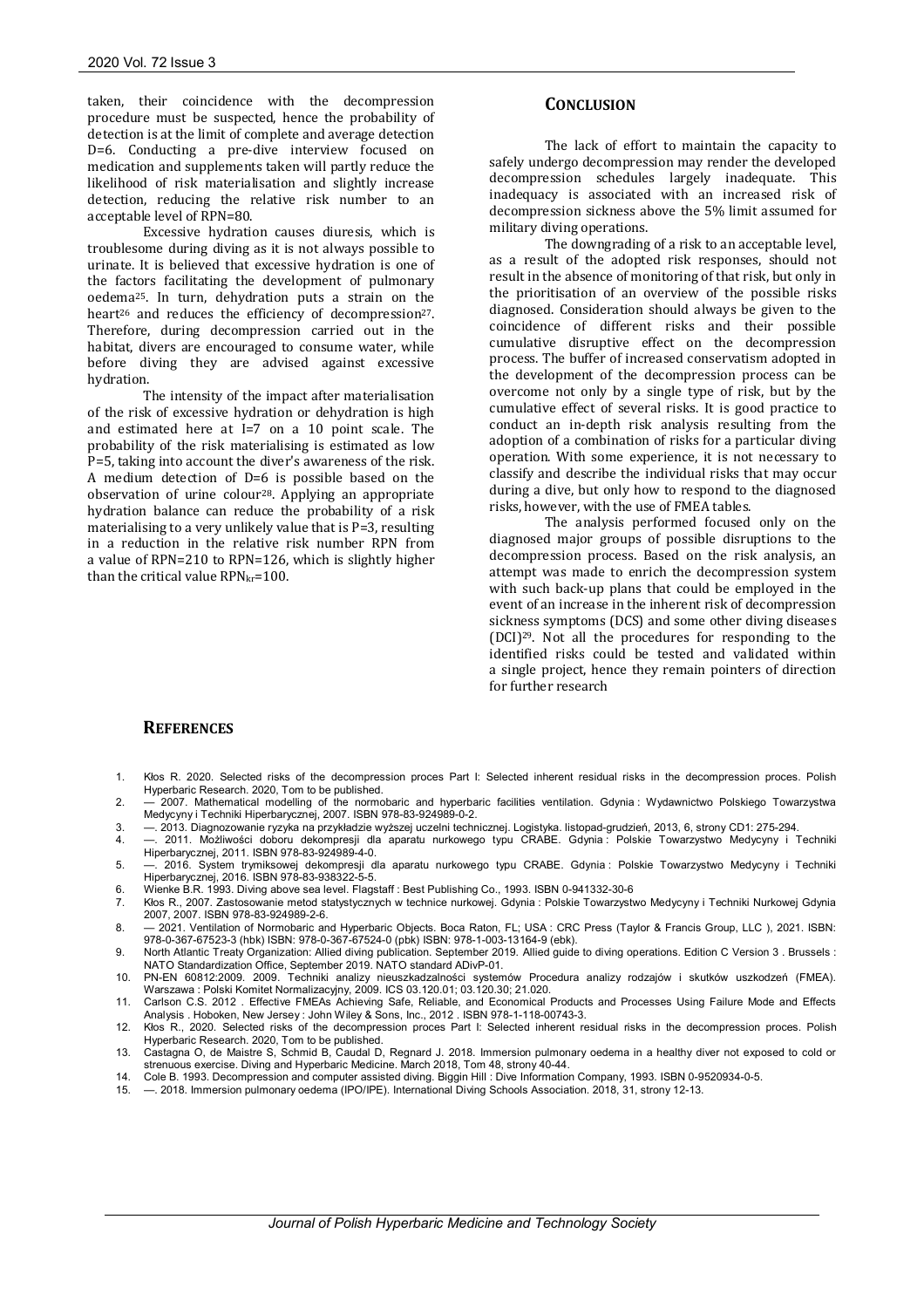taken, their coincidence with the decompression procedure must be suspected, hence the probability of detection is at the limit of complete and average detection D=6. Conducting a pre-dive interview focused on medication and supplements taken will partly reduce the likelihood of risk materialisation and slightly increase detection, reducing the relative risk number to an acceptable level of RPN=80.

Excessive hydration causes diuresis, which is troublesome during diving as it is not always possible to urinate. It is believed that excessive hydration is one of the factors facilitating the development of pulmonary oedema[25]. In turn, dehydration puts a strain on the heart[26] and reduces the efficiency of decompression[27]. Therefore, during decompression carried out in the habitat, divers are encouraged to consume water, while before diving they are advised against excessive hydration.

The intensity of the impact after materialisation of the risk of excessive hydration or dehydration is high and estimated here at I=7 on a 10 point scale. The probability of the risk materialising is estimated as low P=5, taking into account the diver's awareness of the risk. A medium detection of D=6 is possible based on the observation of urine colour[28]. Applying an appropriate hydration balance can reduce the probability of a risk materialising to a very unlikely value that is P=3, resulting in a reduction in the relative risk number RPN from a value of RPN=210 to RPN=126, which is slightly higher than the critical value $RPN_{kr}$=100.

## CONCLUSION

The lack of effort to maintain the capacity to safely undergo decompression may render the developed decompression schedules largely inadequate. This inadequacy is associated with an increased risk of decompression sickness above the 5% limit assumed for military diving operations.

The downgrading of a risk to an acceptable level, as a result of the adopted risk responses, should not result in the absence of monitoring of that risk, but only in the prioritisation of an overview of the possible risks diagnosed. Consideration should always be given to the coincidence of different risks and their possible cumulative disruptive effect on the decompression process. The buffer of increased conservatism adopted in the development of the decompression process can be overcome not only by a single type of risk, but by the cumulative effect of several risks. It is good practice to conduct an in-depth risk analysis resulting from the adoption of a combination of risks for a particular diving operation. With some experience, it is not necessary to classify and describe the individual risks that may occur during a dive, but only how to respond to the diagnosed risks, however, with the use of FMEA tables.

The analysis performed focused only on the diagnosed major groups of possible disruptions to the decompression process. Based on the risk analysis, an attempt was made to enrich the decompression system with such back-up plans that could be employed in the event of an increase in the inherent risk of decompression sickness symptoms (DCS) and some other diving diseases (DCI)[29]. Not all the procedures for responding to the identified risks could be tested and validated within a single project, hence they remain pointers of direction for further research

## REFERENCES

1. Kłos R. 2020. Selected risks of the decompression proces Part I: Selected inherent residual risks in the decompression proces. Polish Hyperbaric Research. 2020, Tom to be published.
2. — 2007. Mathematical modelling of the normobaric and hyperbaric facilities ventilation. Gdynia : Wydawnictwo Polskiego Towarzystwa Medycyny i Techniki Hiperbarycznej, 2007. ISBN 978-83-924989-0-2.
3. —. 2013. Diagnozowanie ryzyka na przykładzie wyższej uczelni technicznej. Logistyka. listopad-grudzień, 2013, 6, strony CD1: 275-294.
4. —. 2011. Możliwości doboru dekompresji dla aparatu nurkowego typu CRABE. Gdynia : Polskie Towarzystwo Medycyny i Techniki Hiperbarycznej, 2011. ISBN 978-83-924989-4-0.
5. —. 2016. System trymiksowej dekompresji dla aparatu nurkowego typu CRABE. Gdynia : Polskie Towarzystwo Medycyny i Techniki Hiperbarycznej, 2016. ISBN 978-83-938322-5-5.
6. Wienke B.R. 1993. Diving above sea level. Flagstaff : Best Publishing Co., 1993. ISBN 0-941332-30-6
7. Kłos R., 2007. Zastosowanie metod statystycznych w technice nurkowej. Gdynia : Polskie Towarzystwo Medycyny i Techniki Nurkowej Gdynia 2007, 2007. ISBN 978-83-924989-2-6.
8. — 2021. Ventilation of Normobaric and Hyperbaric Objects. Boca Raton, FL; USA : CRC Press (Taylor & Francis Group, LLC ), 2021. ISBN: 978-0-367-67523-3 (hbk) ISBN: 978-0-367-67524-0 (pbk) ISBN: 978-1-003-13164-9 (ebk).
9. North Atlantic Treaty Organization: Allied diving publication. September 2019. Allied guide to diving operations. Edition C Version 3 . Brussels : NATO Standardization Office, September 2019. NATO standard ADivP-01.
10. PN-EN 60812:2009. 2009. Techniki analizy nieuszkadzalności systemów Procedura analizy rodzajów i skutków uszkodzeń (FMEA). Warszawa : Polski Komitet Normalizacyjny, 2009. ICS 03.120.01; 03.120.30; 21.020.
11. Carlson C.S. 2012 . Effective FMEAs Achieving Safe, Reliable, and Economical Products and Processes Using Failure Mode and Effects Analysis . Hoboken, New Jersey : John Wiley & Sons, Inc., 2012 . ISBN 978-1-118-00743-3.
12. Kłos R., 2020. Selected risks of the decompression proces Part I: Selected inherent residual risks in the decompression proces. Polish Hyperbaric Research. 2020, Tom to be published.
13. Castagna O, de Maistre S, Schmid B, Caudal D, Regnard J. 2018. Immersion pulmonary oedema in a healthy diver not exposed to cold or strenuous exercise. Diving and Hyperbaric Medicine. March 2018, Tom 48, strony 40-44.
14. Cole B. 1993. Decompression and computer assisted diving. Biggin Hill : Dive Information Company, 1993. ISBN 0-9520934-0-5.
15. —. 2018. Immersion pulmonary oedema (IPO/IPE). International Diving Schools Association. 2018, 31, strony 12-13.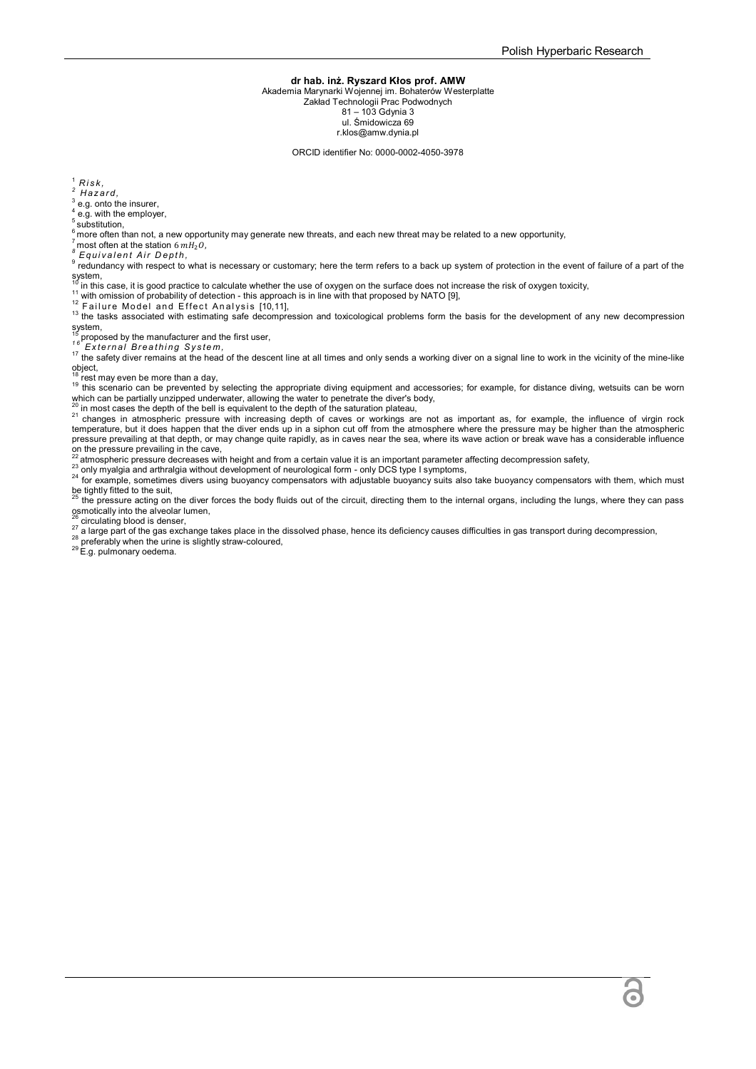**dr hab. inż. Ryszard Kłos prof. AMW**
Akademia Marynarki Wojennej im. Bohaterów Westerplatte
Zakład Technologii Prac Podwodnych
81 – 103 Gdynia 3
ul. Śmidowicza 69
r.klos@amw.dynia.pl

ORCID identifier No: 0000-0002-4050-3978

[1] *Risk*,
[2] *Hazard*,
[3] e.g. onto the insurer,
[4] e.g. with the employer,
[5] substitution,
[6] more often than not, a new opportunity may generate new threats, and each new threat may be related to a new opportunity,
[7] most often at the station $6\,mH_2O$,
[8] *Equivalent Air Depth*,
[9] redundancy with respect to what is necessary or customary; here the term refers to a back up system of protection in the event of failure of a part of the system,
[10] in this case, it is good practice to calculate whether the use of oxygen on the surface does not increase the risk of oxygen toxicity,
[11] with omission of probability of detection - this approach is in line with that proposed by NATO [9],
[12] Failure Model and Effect Analysis [10,11],
[13] the tasks associated with estimating safe decompression and toxicological problems form the basis for the development of any new decompression system,
[15] proposed by the manufacturer and the first user,
[16] *External Breathing System*,
[17] the safety diver remains at the head of the descent line at all times and only sends a working diver on a signal line to work in the vicinity of the mine-like object,
[18] rest may even be more than a day,
[19] this scenario can be prevented by selecting the appropriate diving equipment and accessories; for example, for distance diving, wetsuits can be worn which can be partially unzipped underwater, allowing the water to penetrate the diver's body,
[20] in most cases the depth of the bell is equivalent to the depth of the saturation plateau,
[21] changes in atmospheric pressure with increasing depth of caves or workings are not as important as, for example, the influence of virgin rock temperature, but it does happen that the diver ends up in a siphon cut off from the atmosphere where the pressure may be higher than the atmospheric pressure prevailing at that depth, or may change quite rapidly, as in caves near the sea, where its wave action or break wave has a considerable influence on the pressure prevailing in the cave,
[22] atmospheric pressure decreases with height and from a certain value it is an important parameter affecting decompression safety,
[23] only myalgia and arthralgia without development of neurological form - only DCS type I symptoms,
[24] for example, sometimes divers using buoyancy compensators with adjustable buoyancy suits also take buoyancy compensators with them, which must be tightly fitted to the suit,
[25] the pressure acting on the diver forces the body fluids out of the circuit, directing them to the internal organs, including the lungs, where they can pass osmotically into the alveolar lumen,
[26] circulating blood is denser,
[27] a large part of the gas exchange takes place in the dissolved phase, hence its deficiency causes difficulties in gas transport during decompression,
[28] preferably when the urine is slightly straw-coloured,
[29] E.g. pulmonary oedema.